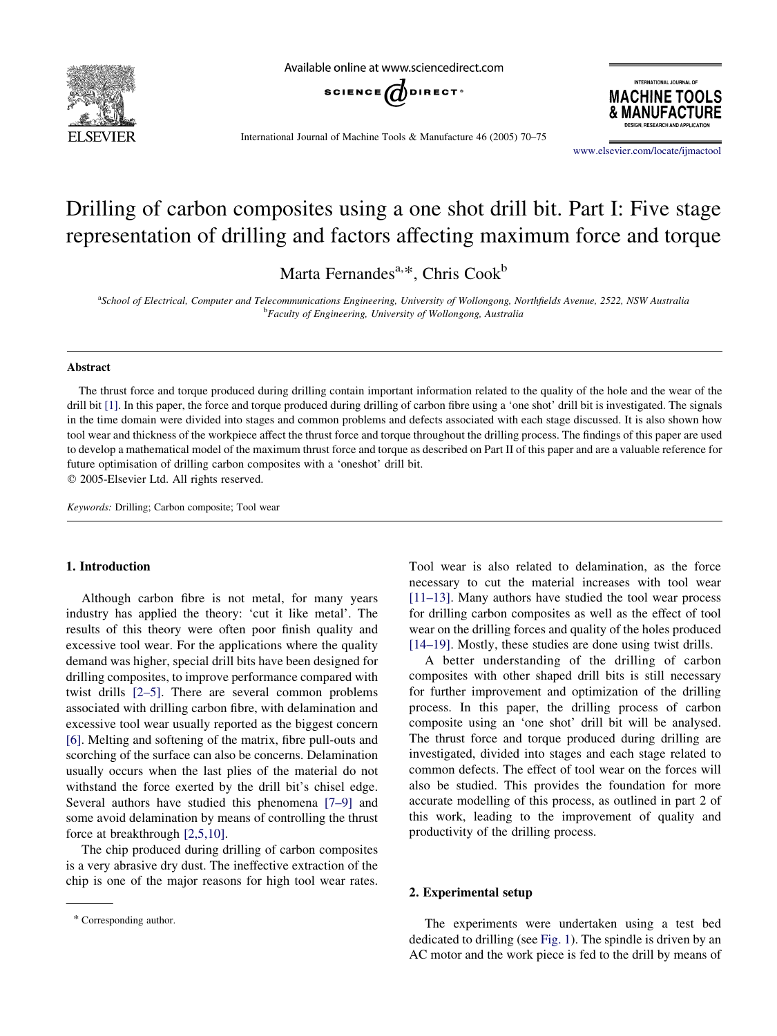# Drilling of carbon composites using a one shot drill bit. Part I: Five stage representation of drilling and factors affecting maximum force and torque

Marta Fernandes[a,*], Chris Cook[b]

[a]School of Electrical, Computer and Telecommunications Engineering, University of Wollongong, Northfields Avenue, 2522, NSW Australia
[b]Faculty of Engineering, University of Wollongong, Australia

## Abstract

The thrust force and torque produced during drilling contain important information related to the quality of the hole and the wear of the drill bit [1]. In this paper, the force and torque produced during drilling of carbon fibre using a 'one shot' drill bit is investigated. The signals in the time domain were divided into stages and common problems and defects associated with each stage discussed. It is also shown how tool wear and thickness of the workpiece affect the thrust force and torque throughout the drilling process. The findings of this paper are used to develop a mathematical model of the maximum thrust force and torque as described on Part II of this paper and are a valuable reference for future optimisation of drilling carbon composites with a 'oneshot' drill bit.

© 2005-Elsevier Ltd. All rights reserved.

*Keywords:* Drilling; Carbon composite; Tool wear

## 1. Introduction

Although carbon fibre is not metal, for many years industry has applied the theory: 'cut it like metal'. The results of this theory were often poor finish quality and excessive tool wear. For the applications where the quality demand was higher, special drill bits have been designed for drilling composites, to improve performance compared with twist drills [2–5]. There are several common problems associated with drilling carbon fibre, with delamination and excessive tool wear usually reported as the biggest concern [6]. Melting and softening of the matrix, fibre pull-outs and scorching of the surface can also be concerns. Delamination usually occurs when the last plies of the material do not withstand the force exerted by the drill bit's chisel edge. Several authors have studied this phenomena [7–9] and some avoid delamination by means of controlling the thrust force at breakthrough [2,5,10].

The chip produced during drilling of carbon composites is a very abrasive dry dust. The ineffective extraction of the chip is one of the major reasons for high tool wear rates. Tool wear is also related to delamination, as the force necessary to cut the material increases with tool wear [11–13]. Many authors have studied the tool wear process for drilling carbon composites as well as the effect of tool wear on the drilling forces and quality of the holes produced [14–19]. Mostly, these studies are done using twist drills.

A better understanding of the drilling of carbon composites with other shaped drill bits is still necessary for further improvement and optimization of the drilling process. In this paper, the drilling process of carbon composite using an 'one shot' drill bit will be analysed. The thrust force and torque produced during drilling are investigated, divided into stages and each stage related to common defects. The effect of tool wear on the forces will also be studied. This provides the foundation for more accurate modelling of this process, as outlined in part 2 of this work, leading to the improvement of quality and productivity of the drilling process.

## 2. Experimental setup

The experiments were undertaken using a test bed dedicated to drilling (see Fig. 1). The spindle is driven by an AC motor and the work piece is fed to the drill by means of

* Corresponding author.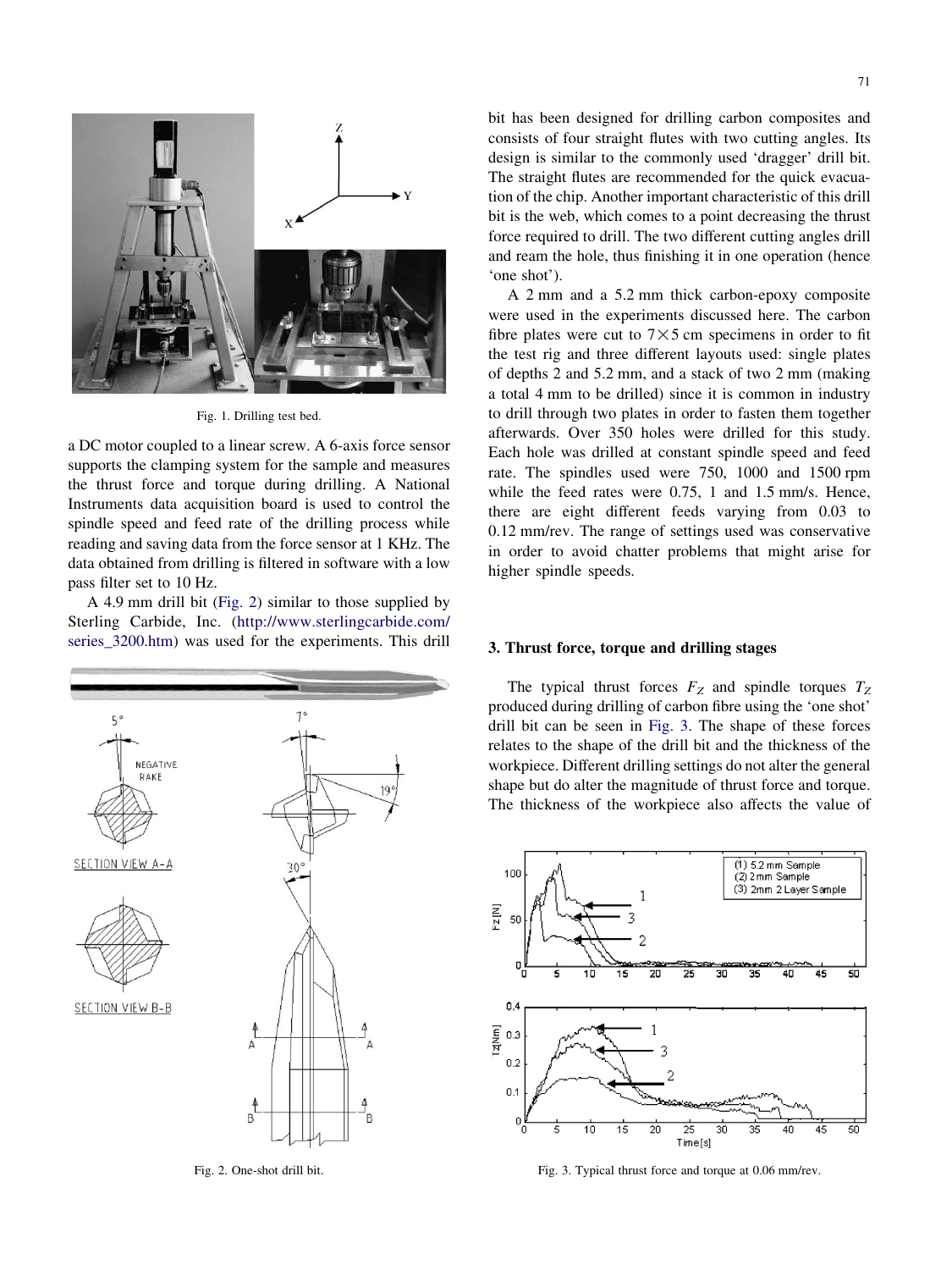Fig. 1. Drilling test bed.

a DC motor coupled to a linear screw. A 6-axis force sensor supports the clamping system for the sample and measures the thrust force and torque during drilling. A National Instruments data acquisition board is used to control the spindle speed and feed rate of the drilling process while reading and saving data from the force sensor at 1 KHz. The data obtained from drilling is filtered in software with a low pass filter set to 10 Hz.

A 4.9 mm drill bit (Fig. 2) similar to those supplied by Sterling Carbide, Inc. (http://www.sterlingcarbide.com/series_3200.htm) was used for the experiments. This drill bit has been designed for drilling carbon composites and consists of four straight flutes with two cutting angles. Its design is similar to the commonly used 'dragger' drill bit. The straight flutes are recommended for the quick evacuation of the chip. Another important characteristic of this drill bit is the web, which comes to a point decreasing the thrust force required to drill. The two different cutting angles drill and ream the hole, thus finishing it in one operation (hence 'one shot').

Fig. 2. One-shot drill bit.

A 2 mm and a 5.2 mm thick carbon-epoxy composite were used in the experiments discussed here. The carbon fibre plates were cut to $7 \times 5$ cm specimens in order to fit the test rig and three different layouts used: single plates of depths 2 and 5.2 mm, and a stack of two 2 mm (making a total 4 mm to be drilled) since it is common in industry to drill through two plates in order to fasten them together afterwards. Over 350 holes were drilled for this study. Each hole was drilled at constant spindle speed and feed rate. The spindles used were 750, 1000 and 1500 rpm while the feed rates were 0.75, 1 and 1.5 mm/s. Hence, there are eight different feeds varying from 0.03 to 0.12 mm/rev. The range of settings used was conservative in order to avoid chatter problems that might arise for higher spindle speeds.

## 3. Thrust force, torque and drilling stages

The typical thrust forces $F_Z$ and spindle torques $T_Z$ produced during drilling of carbon fibre using the 'one shot' drill bit can be seen in Fig. 3. The shape of these forces relates to the shape of the drill bit and the thickness of the workpiece. Different drilling settings do not alter the general shape but do alter the magnitude of thrust force and torque. The thickness of the workpiece also affects the value of

Fig. 3. Typical thrust force and torque at 0.06 mm/rev.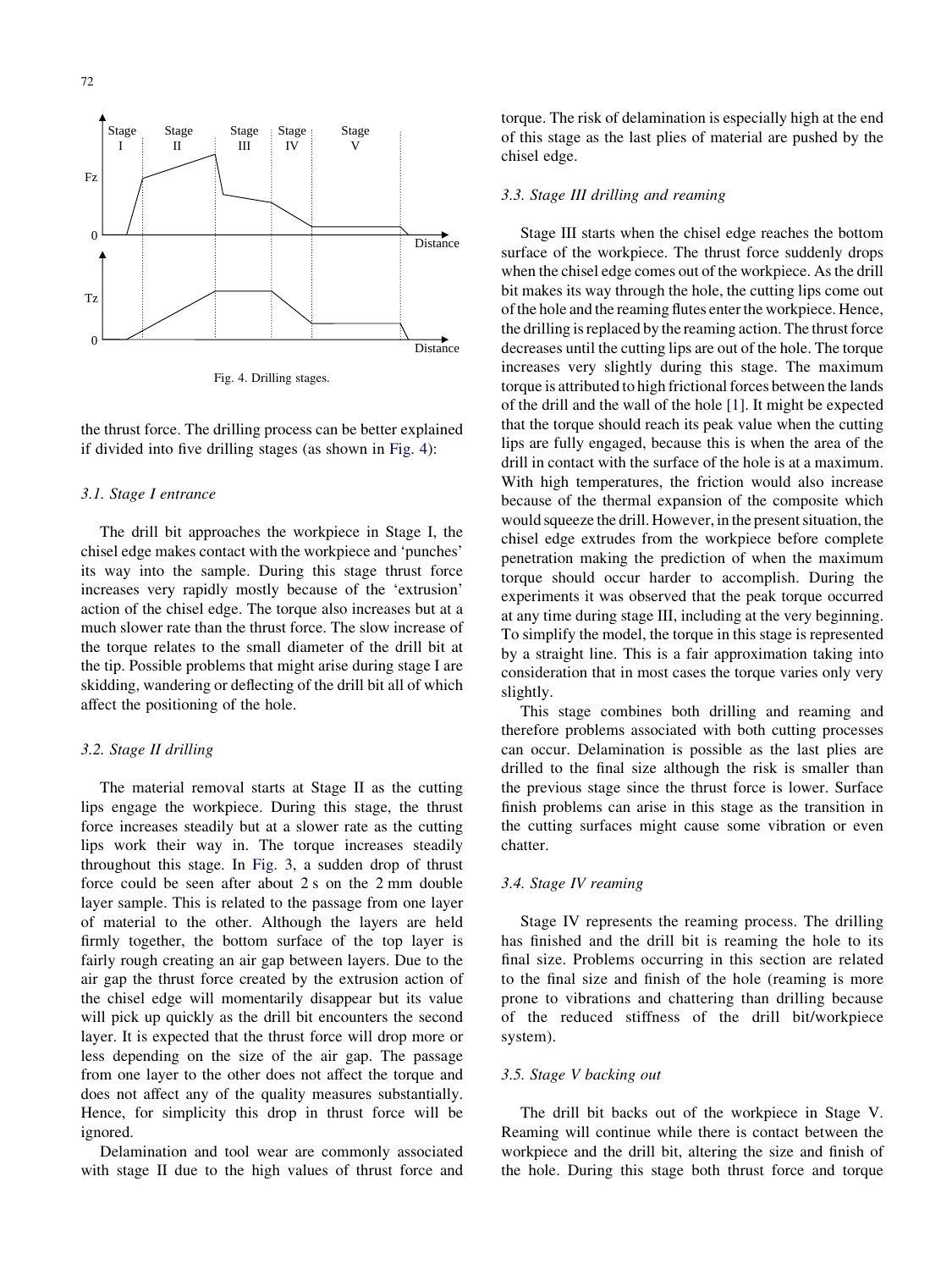Stage I
Stage II
Stage III
Stage IV
Stage V
Fz
0
Distance
Tz
0
Distance

Fig. 4. Drilling stages.

the thrust force. The drilling process can be better explained if divided into five drilling stages (as shown in Fig. 4):

### 3.1. Stage I entrance

The drill bit approaches the workpiece in Stage I, the chisel edge makes contact with the workpiece and 'punches' its way into the sample. During this stage thrust force increases very rapidly mostly because of the 'extrusion' action of the chisel edge. The torque also increases but at a much slower rate than the thrust force. The slow increase of the torque relates to the small diameter of the drill bit at the tip. Possible problems that might arise during stage I are skidding, wandering or deflecting of the drill bit all of which affect the positioning of the hole.

### 3.2. Stage II drilling

The material removal starts at Stage II as the cutting lips engage the workpiece. During this stage, the thrust force increases steadily but at a slower rate as the cutting lips work their way in. The torque increases steadily throughout this stage. In Fig. 3, a sudden drop of thrust force could be seen after about 2 s on the 2 mm double layer sample. This is related to the passage from one layer of material to the other. Although the layers are held firmly together, the bottom surface of the top layer is fairly rough creating an air gap between layers. Due to the air gap the thrust force created by the extrusion action of the chisel edge will momentarily disappear but its value will pick up quickly as the drill bit encounters the second layer. It is expected that the thrust force will drop more or less depending on the size of the air gap. The passage from one layer to the other does not affect the torque and does not affect any of the quality measures substantially. Hence, for simplicity this drop in thrust force will be ignored.

Delamination and tool wear are commonly associated with stage II due to the high values of thrust force and torque. The risk of delamination is especially high at the end of this stage as the last plies of material are pushed by the chisel edge.

### 3.3. Stage III drilling and reaming

Stage III starts when the chisel edge reaches the bottom surface of the workpiece. The thrust force suddenly drops when the chisel edge comes out of the workpiece. As the drill bit makes its way through the hole, the cutting lips come out of the hole and the reaming flutes enter the workpiece. Hence, the drilling is replaced by the reaming action. The thrust force decreases until the cutting lips are out of the hole. The torque increases very slightly during this stage. The maximum torque is attributed to high frictional forces between the lands of the drill and the wall of the hole [1]. It might be expected that the torque should reach its peak value when the cutting lips are fully engaged, because this is when the area of the drill in contact with the surface of the hole is at a maximum. With high temperatures, the friction would also increase because of the thermal expansion of the composite which would squeeze the drill. However, in the present situation, the chisel edge extrudes from the workpiece before complete penetration making the prediction of when the maximum torque should occur harder to accomplish. During the experiments it was observed that the peak torque occurred at any time during stage III, including at the very beginning. To simplify the model, the torque in this stage is represented by a straight line. This is a fair approximation taking into consideration that in most cases the torque varies only very slightly.

This stage combines both drilling and reaming and therefore problems associated with both cutting processes can occur. Delamination is possible as the last plies are drilled to the final size although the risk is smaller than the previous stage since the thrust force is lower. Surface finish problems can arise in this stage as the transition in the cutting surfaces might cause some vibration or even chatter.

### 3.4. Stage IV reaming

Stage IV represents the reaming process. The drilling has finished and the drill bit is reaming the hole to its final size. Problems occurring in this section are related to the final size and finish of the hole (reaming is more prone to vibrations and chattering than drilling because of the reduced stiffness of the drill bit/workpiece system).

### 3.5. Stage V backing out

The drill bit backs out of the workpiece in Stage V. Reaming will continue while there is contact between the workpiece and the drill bit, altering the size and finish of the hole. During this stage both thrust force and torque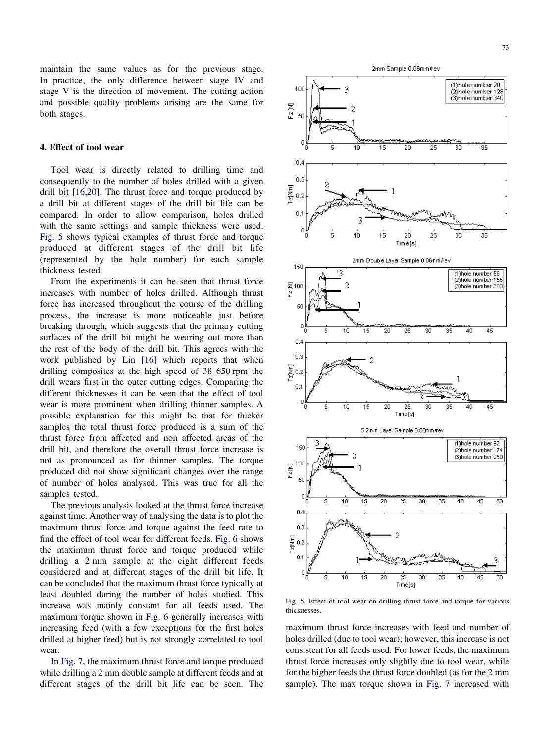maintain the same values as for the previous stage. In practice, the only difference between stage IV and stage V is the direction of movement. The cutting action and possible quality problems arising are the same for both stages.

## 4. Effect of tool wear

Tool wear is directly related to drilling time and consequently to the number of holes drilled with a given drill bit [16,20]. The thrust force and torque produced by a drill bit at different stages of the drill bit life can be compared. In order to allow comparison, holes drilled with the same settings and sample thickness were used. Fig. 5 shows typical examples of thrust force and torque produced at different stages of the drill bit life (represented by the hole number) for each sample thickness tested.

From the experiments it can be seen that thrust force increases with number of holes drilled. Although thrust force has increased throughout the course of the drilling process, the increase is more noticeable just before breaking through, which suggests that the primary cutting surfaces of the drill bit might be wearing out more than the rest of the body of the drill bit. This agrees with the work published by Lin [16] which reports that when drilling composites at the high speed of 38 650 rpm the drill wears first in the outer cutting edges. Comparing the different thicknesses it can be seen that the effect of tool wear is more prominent when drilling thinner samples. A possible explanation for this might be that for thicker samples the total thrust force produced is a sum of the thrust force from affected and non affected areas of the drill bit, and therefore the overall thrust force increase is not as pronounced as for thinner samples. The torque produced did not show significant changes over the range of number of holes analysed. This was true for all the samples tested.

The previous analysis looked at the thrust force increase against time. Another way of analysing the data is to plot the maximum thrust force and torque against the feed rate to find the effect of tool wear for different feeds. Fig. 6 shows the maximum thrust force and torque produced while drilling a 2 mm sample at the eight different feeds considered and at different stages of the drill bit life. It can be concluded that the maximum thrust force typically at least doubled during the number of holes studied. This increase was mainly constant for all feeds used. The maximum torque shown in Fig. 6 generally increases with increasing feed (with a few exceptions for the first holes drilled at higher feed) but is not strongly correlated to tool wear.

In Fig. 7, the maximum thrust force and torque produced while drilling a 2 mm double sample at different feeds and at different stages of the drill bit life can be seen. The maximum thrust force increases with feed and number of holes drilled (due to tool wear); however, this increase is not consistent for all feeds used. For lower feeds, the maximum thrust force increases only slightly due to tool wear, while for the higher feeds the thrust force doubled (as for the 2 mm sample). The max torque shown in Fig. 7 increased with

Fig. 5. Effect of tool wear on drilling thrust force and torque for various thicknesses.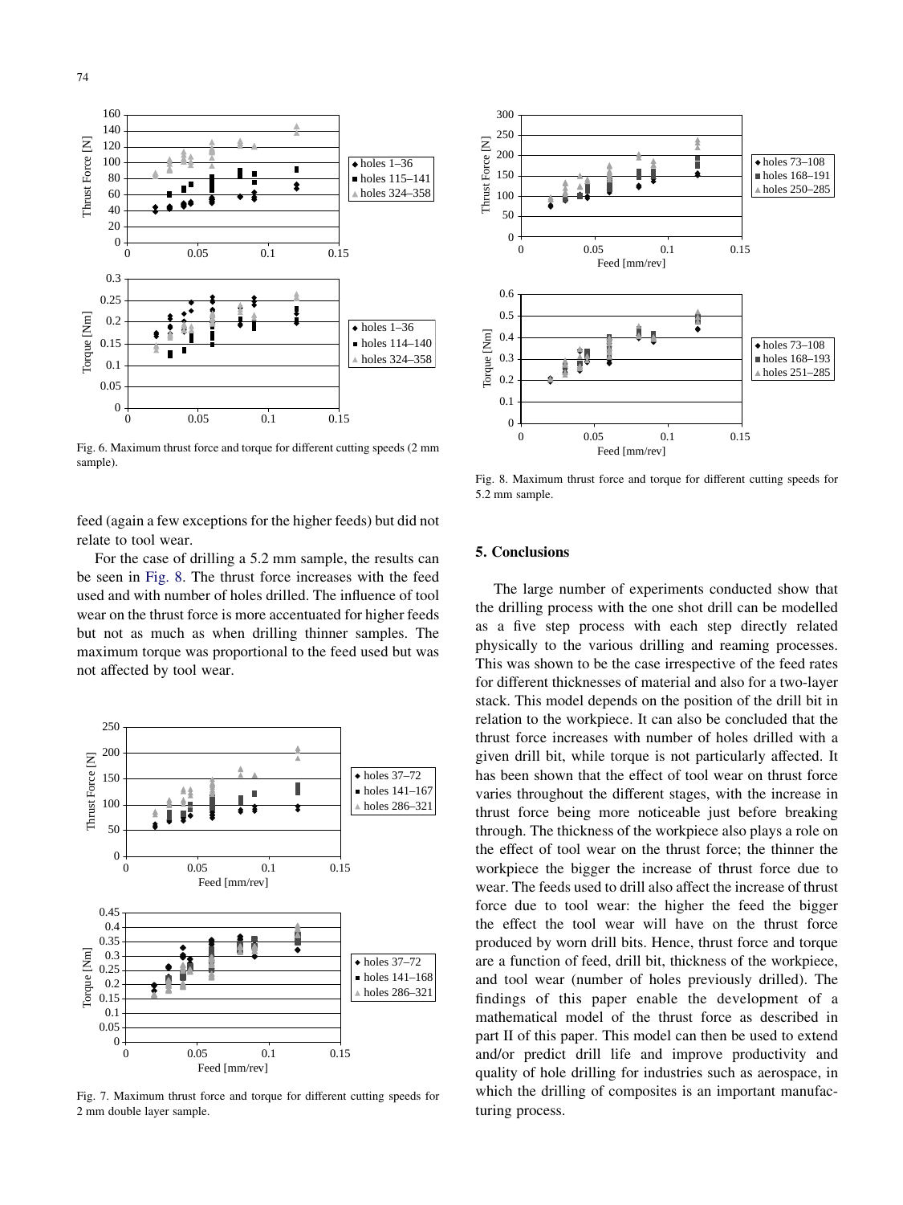Fig. 6. Maximum thrust force and torque for different cutting speeds (2 mm sample).

feed (again a few exceptions for the higher feeds) but did not relate to tool wear.

For the case of drilling a 5.2 mm sample, the results can be seen in Fig. 8. The thrust force increases with the feed used and with number of holes drilled. The influence of tool wear on the thrust force is more accentuated for higher feeds but not as much as when drilling thinner samples. The maximum torque was proportional to the feed used but was not affected by tool wear.

Fig. 7. Maximum thrust force and torque for different cutting speeds for 2 mm double layer sample.

Fig. 8. Maximum thrust force and torque for different cutting speeds for 5.2 mm sample.

## 5. Conclusions

The large number of experiments conducted show that the drilling process with the one shot drill can be modelled as a five step process with each step directly related physically to the various drilling and reaming processes. This was shown to be the case irrespective of the feed rates for different thicknesses of material and also for a two-layer stack. This model depends on the position of the drill bit in relation to the workpiece. It can also be concluded that the thrust force increases with number of holes drilled with a given drill bit, while torque is not particularly affected. It has been shown that the effect of tool wear on thrust force varies throughout the different stages, with the increase in thrust force being more noticeable just before breaking through. The thickness of the workpiece also plays a role on the effect of tool wear on the thrust force; the thinner the workpiece the bigger the increase of thrust force due to wear. The feeds used to drill also affect the increase of thrust force due to tool wear: the higher the feed the bigger the effect the tool wear will have on the thrust force produced by worn drill bits. Hence, thrust force and torque are a function of feed, drill bit, thickness of the workpiece, and tool wear (number of holes previously drilled). The findings of this paper enable the development of a mathematical model of the thrust force as described in part II of this paper. This model can then be used to extend and/or predict drill life and improve productivity and quality of hole drilling for industries such as aerospace, in which the drilling of composites is an important manufacturing process.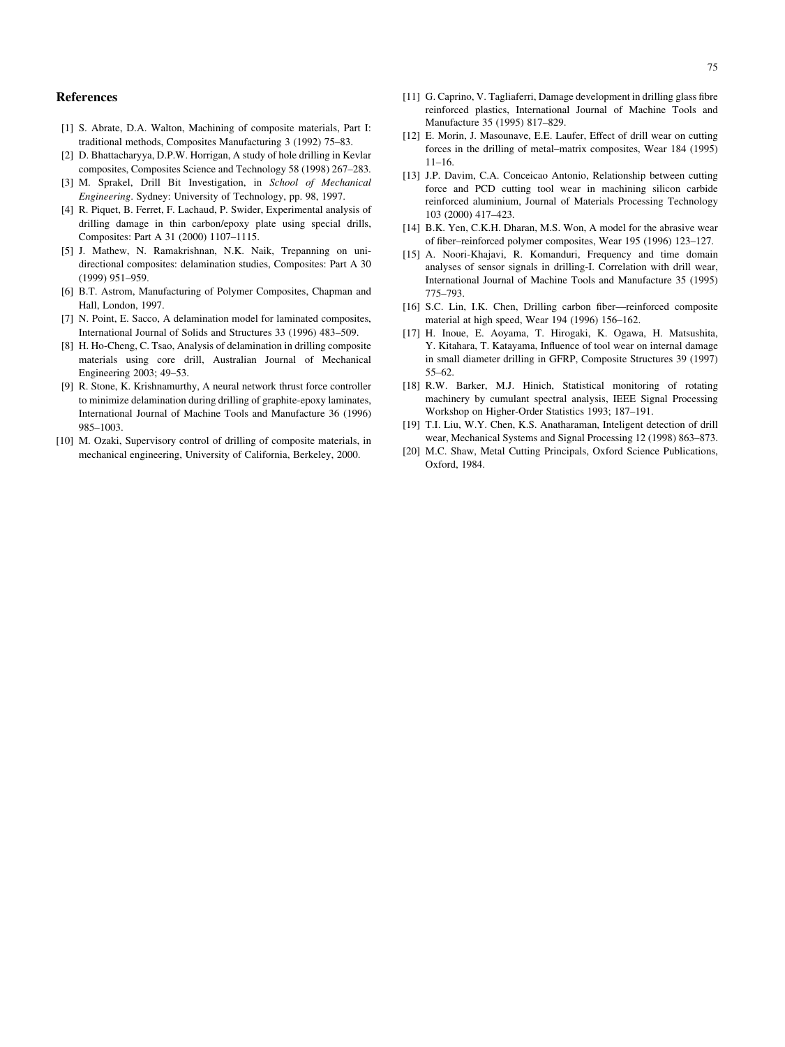## References

[1] S. Abrate, D.A. Walton, Machining of composite materials, Part I: traditional methods, Composites Manufacturing 3 (1992) 75–83.

[2] D. Bhattacharyya, D.P.W. Horrigan, A study of hole drilling in Kevlar composites, Composites Science and Technology 58 (1998) 267–283.

[3] M. Sprakel, Drill Bit Investigation, in *School of Mechanical Engineering*. Sydney: University of Technology, pp. 98, 1997.

[4] R. Piquet, B. Ferret, F. Lachaud, P. Swider, Experimental analysis of drilling damage in thin carbon/epoxy plate using special drills, Composites: Part A 31 (2000) 1107–1115.

[5] J. Mathew, N. Ramakrishnan, N.K. Naik, Trepanning on unidirectional composites: delamination studies, Composites: Part A 30 (1999) 951–959.

[6] B.T. Astrom, Manufacturing of Polymer Composites, Chapman and Hall, London, 1997.

[7] N. Point, E. Sacco, A delamination model for laminated composites, International Journal of Solids and Structures 33 (1996) 483–509.

[8] H. Ho-Cheng, C. Tsao, Analysis of delamination in drilling composite materials using core drill, Australian Journal of Mechanical Engineering 2003; 49–53.

[9] R. Stone, K. Krishnamurthy, A neural network thrust force controller to minimize delamination during drilling of graphite-epoxy laminates, International Journal of Machine Tools and Manufacture 36 (1996) 985–1003.

[10] M. Ozaki, Supervisory control of drilling of composite materials, in mechanical engineering, University of California, Berkeley, 2000.

[11] G. Caprino, V. Tagliaferri, Damage development in drilling glass fibre reinforced plastics, International Journal of Machine Tools and Manufacture 35 (1995) 817–829.

[12] E. Morin, J. Masounave, E.E. Laufer, Effect of drill wear on cutting forces in the drilling of metal–matrix composites, Wear 184 (1995) 11–16.

[13] J.P. Davim, C.A. Conceicao Antonio, Relationship between cutting force and PCD cutting tool wear in machining silicon carbide reinforced aluminium, Journal of Materials Processing Technology 103 (2000) 417–423.

[14] B.K. Yen, C.K.H. Dharan, M.S. Won, A model for the abrasive wear of fiber–reinforced polymer composites, Wear 195 (1996) 123–127.

[15] A. Noori-Khajavi, R. Komanduri, Frequency and time domain analyses of sensor signals in drilling-I. Correlation with drill wear, International Journal of Machine Tools and Manufacture 35 (1995) 775–793.

[16] S.C. Lin, I.K. Chen, Drilling carbon fiber—reinforced composite material at high speed, Wear 194 (1996) 156–162.

[17] H. Inoue, E. Aoyama, T. Hirogaki, K. Ogawa, H. Matsushita, Y. Kitahara, T. Katayama, Influence of tool wear on internal damage in small diameter drilling in GFRP, Composite Structures 39 (1997) 55–62.

[18] R.W. Barker, M.J. Hinich, Statistical monitoring of rotating machinery by cumulant spectral analysis, IEEE Signal Processing Workshop on Higher-Order Statistics 1993; 187–191.

[19] T.I. Liu, W.Y. Chen, K.S. Anatharaman, Inteligent detection of drill wear, Mechanical Systems and Signal Processing 12 (1998) 863–873.

[20] M.C. Shaw, Metal Cutting Principals, Oxford Science Publications, Oxford, 1984.